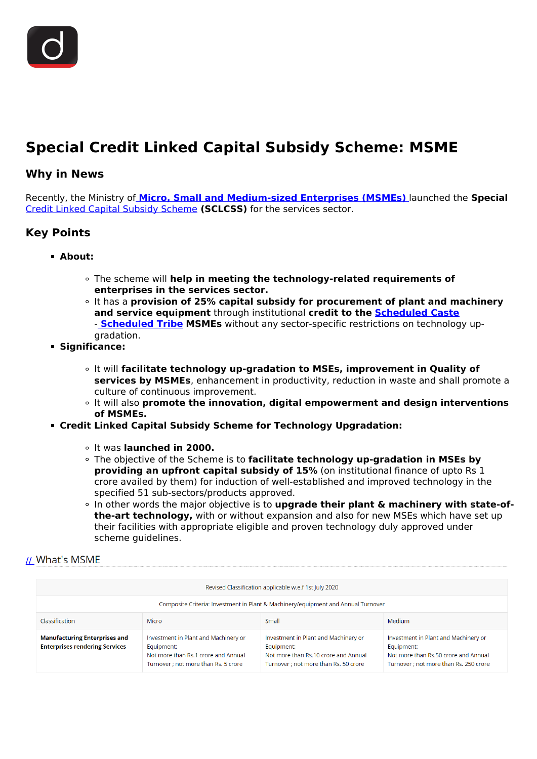# Special Credit Linked Capital Subsidy Scheme: MSME

## Why in News

Recently, the Ministry of **Micro, Small and Medium-sized Enterprises (MSMEs)** launched the **Special** Credit Linked Capital Subsidy Scheme **(SCLCSS)** for the services sector.

## Key Points

- **About:**
  - The scheme will **help in meeting the technology-related requirements of enterprises in the services sector.**
  - It has a **provision of 25% capital subsidy for procurement of plant and machinery and service equipment** through institutional **credit to the Scheduled Caste - Scheduled Tribe MSMEs** without any sector-specific restrictions on technology up-gradation.
- **Significance:**
  - It will **facilitate technology up-gradation to MSEs, improvement in Quality of services by MSMEs**, enhancement in productivity, reduction in waste and shall promote a culture of continuous improvement.
  - It will also **promote the innovation, digital empowerment and design interventions of MSMEs.**
- **Credit Linked Capital Subsidy Scheme for Technology Upgradation:**
  - It was **launched in 2000.**
  - The objective of the Scheme is to **facilitate technology up-gradation in MSEs by providing an upfront capital subsidy of 15%** (on institutional finance of upto Rs 1 crore availed by them) for induction of well-established and improved technology in the specified 51 sub-sectors/products approved.
  - In other words the major objective is to **upgrade their plant & machinery with state-of-the-art technology,** with or without expansion and also for new MSEs which have set up their facilities with appropriate eligible and proven technology duly approved under scheme guidelines.

// What's MSME

| Revised Classification applicable w.e.f 1st July 2020 | | | |
|---|---|---|---|
| Composite Criteria: Investment in Plant & Machinery/equipment and Annual Turnover | | | |
| Classification | Micro | Small | Medium |
| **Manufacturing Enterprises and Enterprises rendering Services** | Investment in Plant and Machinery or Equipment: Not more than Rs.1 crore and Annual Turnover ; not more than Rs. 5 crore | Investment in Plant and Machinery or Equipment: Not more than Rs.10 crore and Annual Turnover ; not more than Rs. 50 crore | Investment in Plant and Machinery or Equipment: Not more than Rs.50 crore and Annual Turnover ; not more than Rs. 250 crore |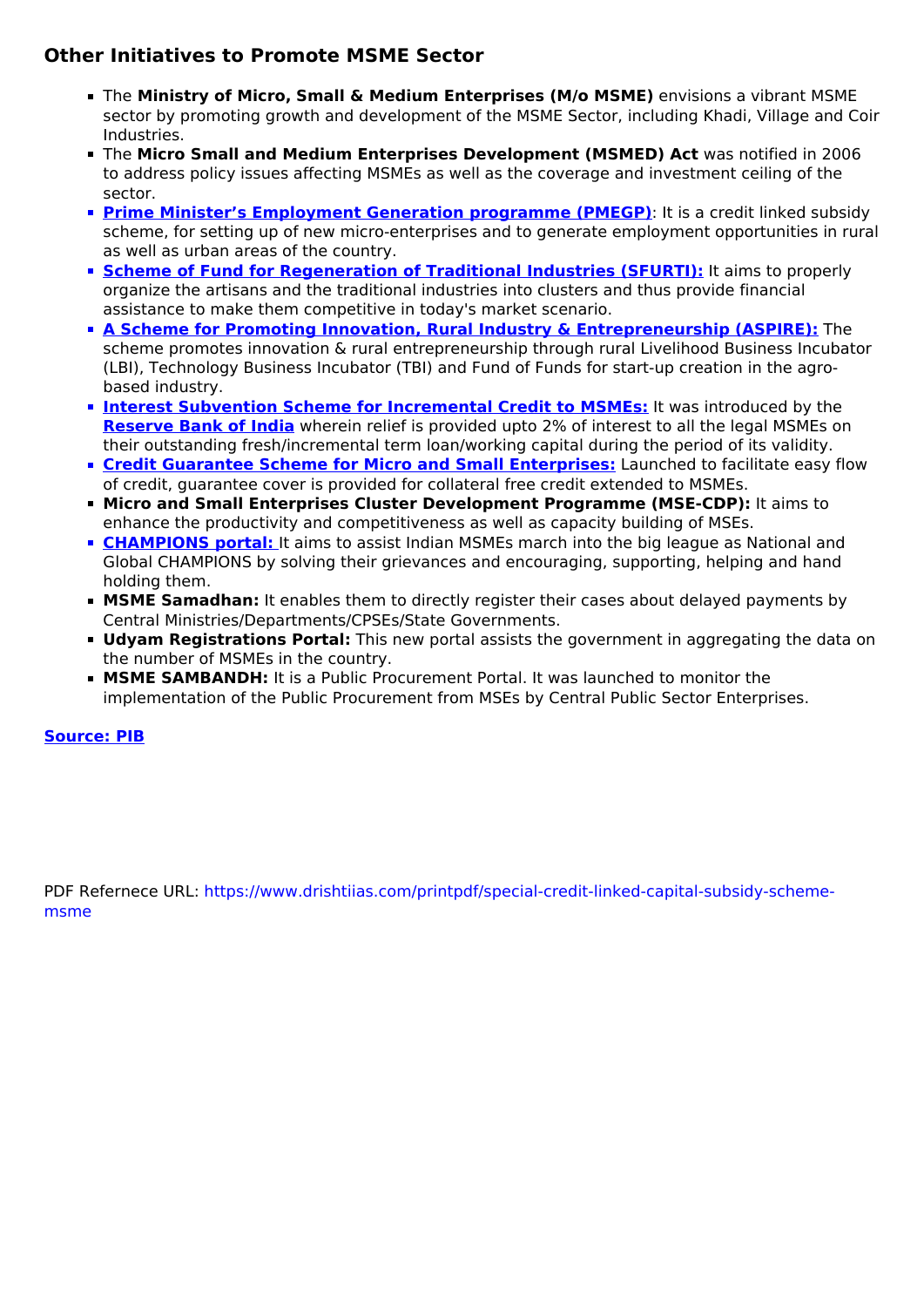## Other Initiatives to Promote MSME Sector

- The **Ministry of Micro, Small & Medium Enterprises (M/o MSME)** envisions a vibrant MSME sector by promoting growth and development of the MSME Sector, including Khadi, Village and Coir Industries.
- The **Micro Small and Medium Enterprises Development (MSMED) Act** was notified in 2006 to address policy issues affecting MSMEs as well as the coverage and investment ceiling of the sector.
- **Prime Minister's Employment Generation programme (PMEGP)**: It is a credit linked subsidy scheme, for setting up of new micro-enterprises and to generate employment opportunities in rural as well as urban areas of the country.
- **Scheme of Fund for Regeneration of Traditional Industries (SFURTI):** It aims to properly organize the artisans and the traditional industries into clusters and thus provide financial assistance to make them competitive in today's market scenario.
- **A Scheme for Promoting Innovation, Rural Industry & Entrepreneurship (ASPIRE):** The scheme promotes innovation & rural entrepreneurship through rural Livelihood Business Incubator (LBI), Technology Business Incubator (TBI) and Fund of Funds for start-up creation in the agro-based industry.
- **Interest Subvention Scheme for Incremental Credit to MSMEs:** It was introduced by the **Reserve Bank of India** wherein relief is provided upto 2% of interest to all the legal MSMEs on their outstanding fresh/incremental term loan/working capital during the period of its validity.
- **Credit Guarantee Scheme for Micro and Small Enterprises:** Launched to facilitate easy flow of credit, guarantee cover is provided for collateral free credit extended to MSMEs.
- **Micro and Small Enterprises Cluster Development Programme (MSE-CDP):** It aims to enhance the productivity and competitiveness as well as capacity building of MSEs.
- **CHAMPIONS portal:** It aims to assist Indian MSMEs march into the big league as National and Global CHAMPIONS by solving their grievances and encouraging, supporting, helping and hand holding them.
- **MSME Samadhan:** It enables them to directly register their cases about delayed payments by Central Ministries/Departments/CPSEs/State Governments.
- **Udyam Registrations Portal:** This new portal assists the government in aggregating the data on the number of MSMEs in the country.
- **MSME SAMBANDH:** It is a Public Procurement Portal. It was launched to monitor the implementation of the Public Procurement from MSEs by Central Public Sector Enterprises.

**Source: PIB**

PDF Refernece URL: https://www.drishtiias.com/printpdf/special-credit-linked-capital-subsidy-scheme-msme